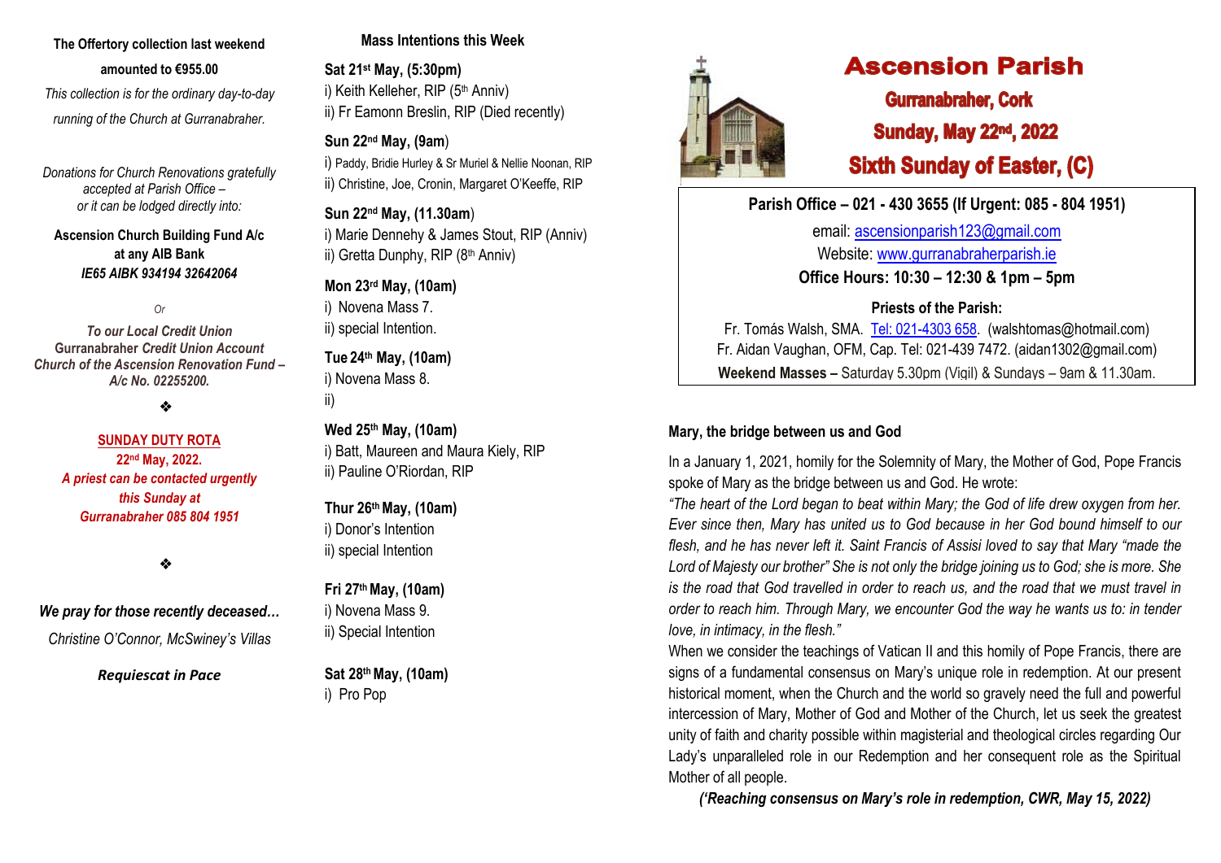# Ascension Parish

## Gurranabraher, Cork

## Sunday, May 22nd, 2022

## Sixth Sunday of Easter, (C)

**Parish Office – 021 - 430 3655 (If Urgent: 085 - 804 1951)**

email: ascensionparish123@gmail.com

Website: www.gurranabraherparish.ie

**Office Hours: 10:30 – 12:30 & 1pm – 5pm**

**Priests of the Parish:**

Fr. Tomás Walsh, SMA. Tel: 021-4303 658. (walshtomas@hotmail.com)

Fr. Aidan Vaughan, OFM, Cap. Tel: 021-439 7472. (aidan1302@gmail.com)

**Weekend Masses –** Saturday 5.30pm (Vigil) & Sundays – 9am & 11.30am.

**The Offertory collection last weekend amounted to €955.00**

*This collection is for the ordinary day-to-day running of the Church at Gurranabraher.*

*Donations for Church Renovations gratefully accepted at Parish Office – or it can be lodged directly into:*

**Ascension Church Building Fund A/c at any AIB Bank**
***IE65 AIBK 934194 32642064***

*Or*

***To our Local Credit Union***
**Gurranabraher *Credit Union Account Church of the Ascension Renovation Fund – A/c No. 02255200.***

❖

**SUNDAY DUTY ROTA**
**22nd May, 2022.**
***A priest can be contacted urgently this Sunday at Gurranabraher 085 804 1951***

❖

***We pray for those recently deceased…***

*Christine O'Connor, McSwiney's Villas*

***Requiescat in Pace***

## Mass Intentions this Week

**Sat 21st May, (5:30pm)**
i) Keith Kelleher, RIP (5th Anniv)
ii) Fr Eamonn Breslin, RIP (Died recently)

**Sun 22nd May, (9am)**
i) Paddy, Bridie Hurley & Sr Muriel & Nellie Noonan, RIP
ii) Christine, Joe, Cronin, Margaret O'Keeffe, RIP

**Sun 22nd May, (11.30am)**
i) Marie Dennehy & James Stout, RIP (Anniv)
ii) Gretta Dunphy, RIP (8th Anniv)

**Mon 23rd May, (10am)**
i) Novena Mass 7.
ii) special Intention.

**Tue 24th May, (10am)**
i) Novena Mass 8.
ii)

**Wed 25th May, (10am)**
i) Batt, Maureen and Maura Kiely, RIP
ii) Pauline O'Riordan, RIP

**Thur 26th May, (10am)**
i) Donor's Intention
ii) special Intention

**Fri 27th May, (10am)**
i) Novena Mass 9.
ii) Special Intention

**Sat 28th May, (10am)**
i) Pro Pop

### Mary, the bridge between us and God

In a January 1, 2021, homily for the Solemnity of Mary, the Mother of God, Pope Francis spoke of Mary as the bridge between us and God. He wrote:

*"The heart of the Lord began to beat within Mary; the God of life drew oxygen from her. Ever since then, Mary has united us to God because in her God bound himself to our flesh, and he has never left it. Saint Francis of Assisi loved to say that Mary "made the Lord of Majesty our brother" She is not only the bridge joining us to God; she is more. She is the road that God travelled in order to reach us, and the road that we must travel in order to reach him. Through Mary, we encounter God the way he wants us to: in tender love, in intimacy, in the flesh."*

When we consider the teachings of Vatican II and this homily of Pope Francis, there are signs of a fundamental consensus on Mary's unique role in redemption. At our present historical moment, when the Church and the world so gravely need the full and powerful intercession of Mary, Mother of God and Mother of the Church, let us seek the greatest unity of faith and charity possible within magisterial and theological circles regarding Our Lady's unparalleled role in our Redemption and her consequent role as the Spiritual Mother of all people.

***('Reaching consensus on Mary's role in redemption, CWR, May 15, 2022)***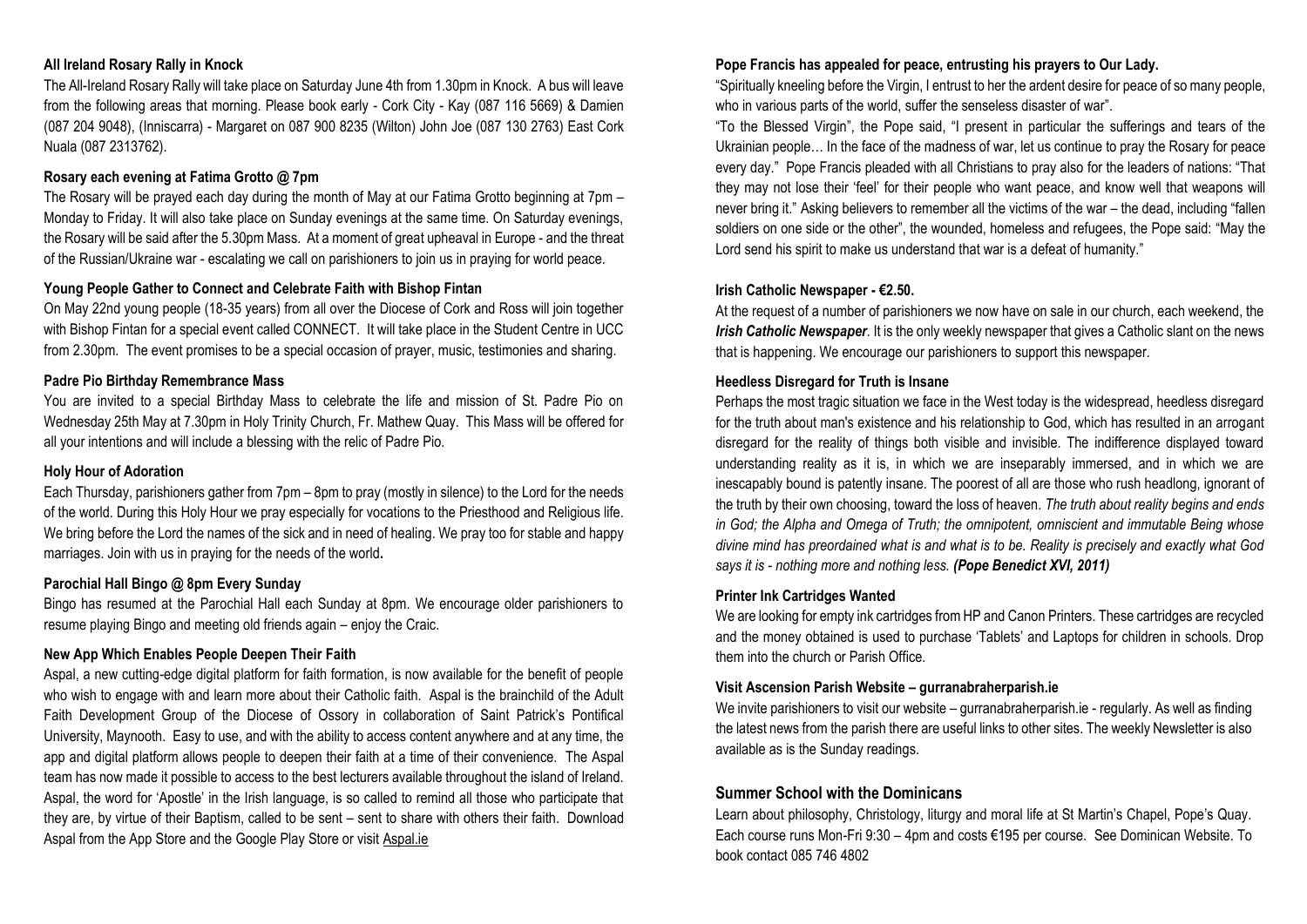### All Ireland Rosary Rally in Knock

The All-Ireland Rosary Rally will take place on Saturday June 4th from 1.30pm in Knock. A bus will leave from the following areas that morning. Please book early - Cork City - Kay (087 116 5669) & Damien (087 204 9048), (Inniscarra) - Margaret on 087 900 8235 (Wilton) John Joe (087 130 2763) East Cork Nuala (087 2313762).

### Rosary each evening at Fatima Grotto @ 7pm

The Rosary will be prayed each day during the month of May at our Fatima Grotto beginning at 7pm – Monday to Friday. It will also take place on Sunday evenings at the same time. On Saturday evenings, the Rosary will be said after the 5.30pm Mass. At a moment of great upheaval in Europe - and the threat of the Russian/Ukraine war - escalating we call on parishioners to join us in praying for world peace.

### Young People Gather to Connect and Celebrate Faith with Bishop Fintan

On May 22nd young people (18-35 years) from all over the Diocese of Cork and Ross will join together with Bishop Fintan for a special event called CONNECT. It will take place in the Student Centre in UCC from 2.30pm. The event promises to be a special occasion of prayer, music, testimonies and sharing.

### Padre Pio Birthday Remembrance Mass

You are invited to a special Birthday Mass to celebrate the life and mission of St. Padre Pio on Wednesday 25th May at 7.30pm in Holy Trinity Church, Fr. Mathew Quay. This Mass will be offered for all your intentions and will include a blessing with the relic of Padre Pio.

### Holy Hour of Adoration

Each Thursday, parishioners gather from 7pm – 8pm to pray (mostly in silence) to the Lord for the needs of the world. During this Holy Hour we pray especially for vocations to the Priesthood and Religious life. We bring before the Lord the names of the sick and in need of healing. We pray too for stable and happy marriages. Join with us in praying for the needs of the world**.**

### Parochial Hall Bingo @ 8pm Every Sunday

Bingo has resumed at the Parochial Hall each Sunday at 8pm. We encourage older parishioners to resume playing Bingo and meeting old friends again – enjoy the Craic.

### New App Which Enables People Deepen Their Faith

Aspal, a new cutting-edge digital platform for faith formation, is now available for the benefit of people who wish to engage with and learn more about their Catholic faith. Aspal is the brainchild of the Adult Faith Development Group of the Diocese of Ossory in collaboration of Saint Patrick's Pontifical University, Maynooth. Easy to use, and with the ability to access content anywhere and at any time, the app and digital platform allows people to deepen their faith at a time of their convenience. The Aspal team has now made it possible to access to the best lecturers available throughout the island of Ireland. Aspal, the word for 'Apostle' in the Irish language, is so called to remind all those who participate that they are, by virtue of their Baptism, called to be sent – sent to share with others their faith. Download Aspal from the App Store and the Google Play Store or visit Aspal.ie

### Pope Francis has appealed for peace, entrusting his prayers to Our Lady.

"Spiritually kneeling before the Virgin, I entrust to her the ardent desire for peace of so many people, who in various parts of the world, suffer the senseless disaster of war".

"To the Blessed Virgin", the Pope said, "I present in particular the sufferings and tears of the Ukrainian people… In the face of the madness of war, let us continue to pray the Rosary for peace every day." Pope Francis pleaded with all Christians to pray also for the leaders of nations: "That they may not lose their 'feel' for their people who want peace, and know well that weapons will never bring it." Asking believers to remember all the victims of the war – the dead, including "fallen soldiers on one side or the other", the wounded, homeless and refugees, the Pope said: "May the Lord send his spirit to make us understand that war is a defeat of humanity."

### Irish Catholic Newspaper - €2.50.

At the request of a number of parishioners we now have on sale in our church, each weekend, the ***Irish Catholic Newspaper***. It is the only weekly newspaper that gives a Catholic slant on the news that is happening. We encourage our parishioners to support this newspaper.

### Heedless Disregard for Truth is Insane

Perhaps the most tragic situation we face in the West today is the widespread, heedless disregard for the truth about man's existence and his relationship to God, which has resulted in an arrogant disregard for the reality of things both visible and invisible. The indifference displayed toward understanding reality as it is, in which we are inseparably immersed, and in which we are inescapably bound is patently insane. The poorest of all are those who rush headlong, ignorant of the truth by their own choosing, toward the loss of heaven. *The truth about reality begins and ends in God; the Alpha and Omega of Truth; the omnipotent, omniscient and immutable Being whose divine mind has preordained what is and what is to be. Reality is precisely and exactly what God says it is - nothing more and nothing less.* ***(Pope Benedict XVI, 2011)***

### Printer Ink Cartridges Wanted

We are looking for empty ink cartridges from HP and Canon Printers. These cartridges are recycled and the money obtained is used to purchase 'Tablets' and Laptops for children in schools. Drop them into the church or Parish Office.

### Visit Ascension Parish Website – gurranabraherparish.ie

We invite parishioners to visit our website – gurranabraherparish.ie - regularly. As well as finding the latest news from the parish there are useful links to other sites. The weekly Newsletter is also available as is the Sunday readings.

### Summer School with the Dominicans

Learn about philosophy, Christology, liturgy and moral life at St Martin's Chapel, Pope's Quay. Each course runs Mon-Fri 9:30 – 4pm and costs €195 per course. See Dominican Website. To book contact 085 746 4802